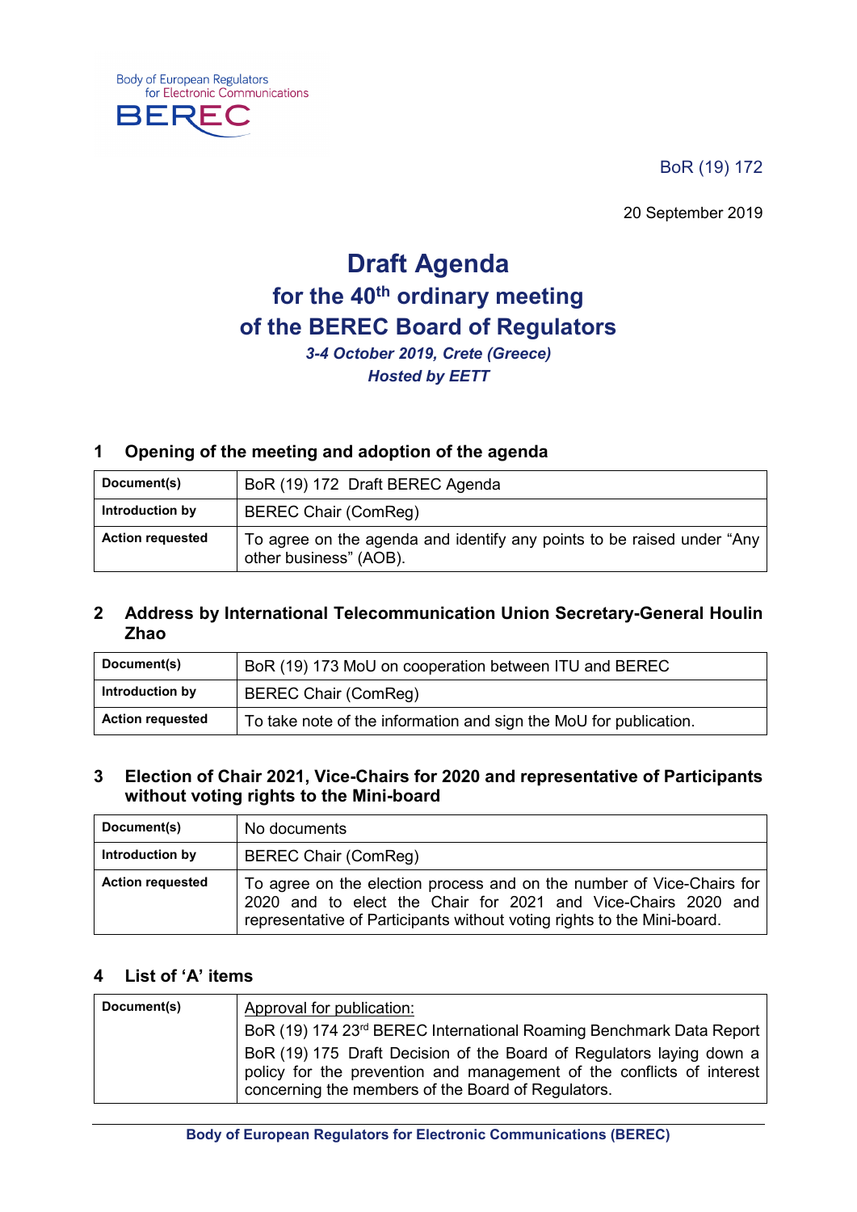Body of European Regulators for Electronic Communications

BEREC

BoR (19) 172

20 September 2019

# Draft Agenda
## for the 40th ordinary meeting
## of the BEREC Board of Regulators

***3-4 October 2019, Crete (Greece)***

***Hosted by EETT***

### 1 Opening of the meeting and adoption of the agenda

| **Document(s)** | BoR (19) 172 Draft BEREC Agenda |
|---|---|
| **Introduction by** | BEREC Chair (ComReg) |
| **Action requested** | To agree on the agenda and identify any points to be raised under “Any other business” (AOB). |

### 2 Address by International Telecommunication Union Secretary-General Houlin Zhao

| **Document(s)** | BoR (19) 173 MoU on cooperation between ITU and BEREC |
|---|---|
| **Introduction by** | BEREC Chair (ComReg) |
| **Action requested** | To take note of the information and sign the MoU for publication. |

### 3 Election of Chair 2021, Vice-Chairs for 2020 and representative of Participants without voting rights to the Mini-board

| **Document(s)** | No documents |
|---|---|
| **Introduction by** | BEREC Chair (ComReg) |
| **Action requested** | To agree on the election process and on the number of Vice-Chairs for 2020 and to elect the Chair for 2021 and Vice-Chairs 2020 and representative of Participants without voting rights to the Mini-board. |

### 4 List of ‘A’ items

| **Document(s)** | Approval for publication:<br>BoR (19) 174 23rd BEREC International Roaming Benchmark Data Report<br>BoR (19) 175 Draft Decision of the Board of Regulators laying down a policy for the prevention and management of the conflicts of interest concerning the members of the Board of Regulators. |
|---|---|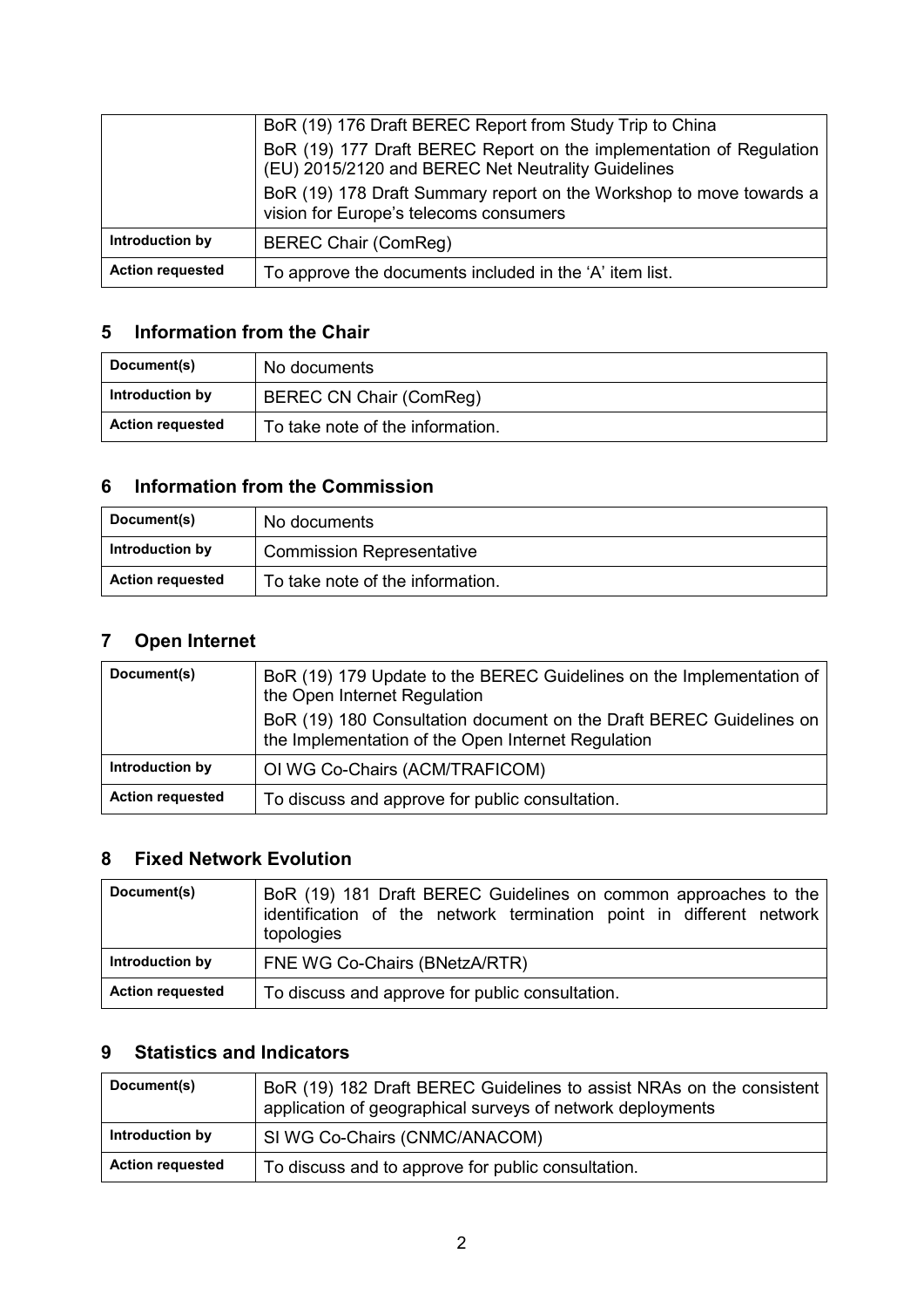|  | BoR (19) 176 Draft BEREC Report from Study Trip to China<br>BoR (19) 177 Draft BEREC Report on the implementation of Regulation (EU) 2015/2120 and BEREC Net Neutrality Guidelines<br>BoR (19) 178 Draft Summary report on the Workshop to move towards a vision for Europe's telecoms consumers |
|---|---|
| **Introduction by** | BEREC Chair (ComReg) |
| **Action requested** | To approve the documents included in the 'A' item list. |

## 5 Information from the Chair

| **Document(s)** | No documents |
|---|---|
| **Introduction by** | BEREC CN Chair (ComReg) |
| **Action requested** | To take note of the information. |

## 6 Information from the Commission

| **Document(s)** | No documents |
|---|---|
| **Introduction by** | Commission Representative |
| **Action requested** | To take note of the information. |

## 7 Open Internet

| **Document(s)** | BoR (19) 179 Update to the BEREC Guidelines on the Implementation of the Open Internet Regulation<br>BoR (19) 180 Consultation document on the Draft BEREC Guidelines on the Implementation of the Open Internet Regulation |
|---|---|
| **Introduction by** | OI WG Co-Chairs (ACM/TRAFICOM) |
| **Action requested** | To discuss and approve for public consultation. |

## 8 Fixed Network Evolution

| **Document(s)** | BoR (19) 181 Draft BEREC Guidelines on common approaches to the identification of the network termination point in different network topologies |
|---|---|
| **Introduction by** | FNE WG Co-Chairs (BNetzA/RTR) |
| **Action requested** | To discuss and approve for public consultation. |

## 9 Statistics and Indicators

| **Document(s)** | BoR (19) 182 Draft BEREC Guidelines to assist NRAs on the consistent application of geographical surveys of network deployments |
|---|---|
| **Introduction by** | SI WG Co-Chairs (CNMC/ANACOM) |
| **Action requested** | To discuss and to approve for public consultation. |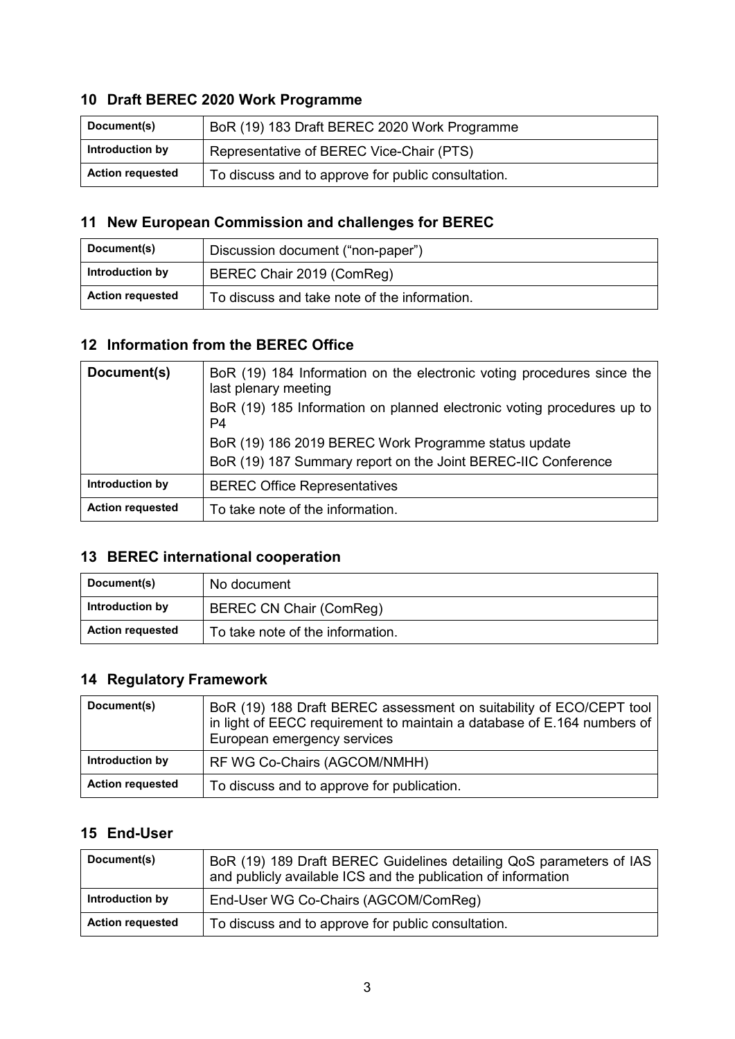## 10 Draft BEREC 2020 Work Programme

| Document(s) | BoR (19) 183 Draft BEREC 2020 Work Programme |
|---|---|
| Introduction by | Representative of BEREC Vice-Chair (PTS) |
| Action requested | To discuss and to approve for public consultation. |

## 11 New European Commission and challenges for BEREC

| Document(s) | Discussion document ("non-paper") |
|---|---|
| Introduction by | BEREC Chair 2019 (ComReg) |
| Action requested | To discuss and take note of the information. |

## 12 Information from the BEREC Office

| Document(s) | BoR (19) 184 Information on the electronic voting procedures since the last plenary meeting<br>BoR (19) 185 Information on planned electronic voting procedures up to P4<br>BoR (19) 186 2019 BEREC Work Programme status update<br>BoR (19) 187 Summary report on the Joint BEREC-IIC Conference |
|---|---|
| Introduction by | BEREC Office Representatives |
| Action requested | To take note of the information. |

## 13 BEREC international cooperation

| Document(s) | No document |
|---|---|
| Introduction by | BEREC CN Chair (ComReg) |
| Action requested | To take note of the information. |

## 14 Regulatory Framework

| Document(s) | BoR (19) 188 Draft BEREC assessment on suitability of ECO/CEPT tool in light of EECC requirement to maintain a database of E.164 numbers of European emergency services |
|---|---|
| Introduction by | RF WG Co-Chairs (AGCOM/NMHH) |
| Action requested | To discuss and to approve for publication. |

## 15 End-User

| Document(s) | BoR (19) 189 Draft BEREC Guidelines detailing QoS parameters of IAS and publicly available ICS and the publication of information |
|---|---|
| Introduction by | End-User WG Co-Chairs (AGCOM/ComReg) |
| Action requested | To discuss and to approve for public consultation. |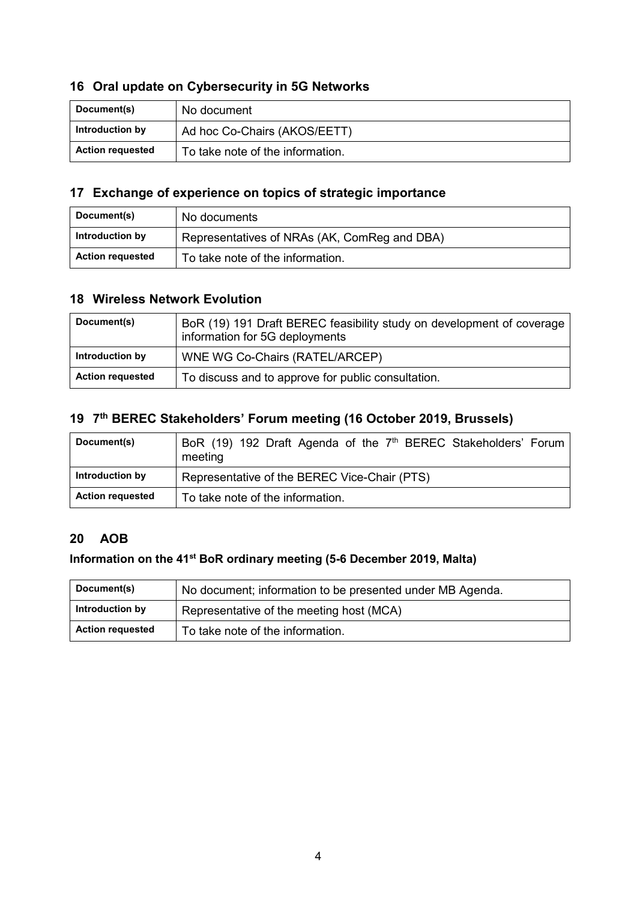## 16 Oral update on Cybersecurity in 5G Networks

| | |
|---|---|
| **Document(s)** | No document |
| **Introduction by** | Ad hoc Co-Chairs (AKOS/EETT) |
| **Action requested** | To take note of the information. |

## 17 Exchange of experience on topics of strategic importance

| | |
|---|---|
| **Document(s)** | No documents |
| **Introduction by** | Representatives of NRAs (AK, ComReg and DBA) |
| **Action requested** | To take note of the information. |

## 18 Wireless Network Evolution

| | |
|---|---|
| **Document(s)** | BoR (19) 191 Draft BEREC feasibility study on development of coverage information for 5G deployments |
| **Introduction by** | WNE WG Co-Chairs (RATEL/ARCEP) |
| **Action requested** | To discuss and to approve for public consultation. |

## 19 7th BEREC Stakeholders' Forum meeting (16 October 2019, Brussels)

| | |
|---|---|
| **Document(s)** | BoR (19) 192 Draft Agenda of the 7th BEREC Stakeholders' Forum meeting |
| **Introduction by** | Representative of the BEREC Vice-Chair (PTS) |
| **Action requested** | To take note of the information. |

## 20 AOB

### Information on the 41st BoR ordinary meeting (5-6 December 2019, Malta)

| | |
|---|---|
| **Document(s)** | No document; information to be presented under MB Agenda. |
| **Introduction by** | Representative of the meeting host (MCA) |
| **Action requested** | To take note of the information. |